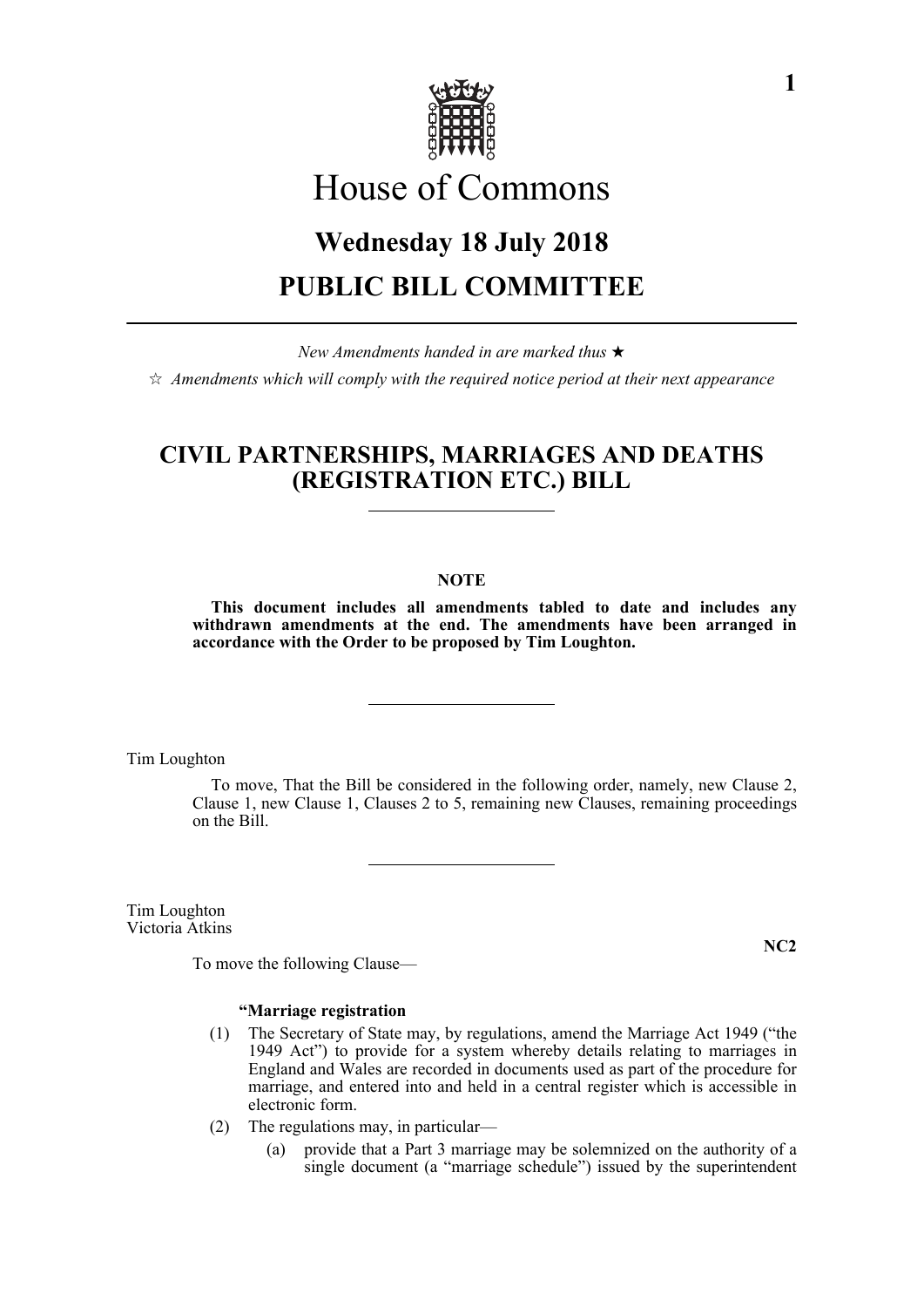# House of Commons

## Wednesday 18 July 2018

## PUBLIC BILL COMMITTEE

*New Amendments handed in are marked thus ★*

☆ *Amendments which will comply with the required notice period at their next appearance*

## CIVIL PARTNERSHIPS, MARRIAGES AND DEATHS (REGISTRATION ETC.) BILL

**NOTE**

**This document includes all amendments tabled to date and includes any withdrawn amendments at the end. The amendments have been arranged in accordance with the Order to be proposed by Tim Loughton.**

Tim Loughton

To move, That the Bill be considered in the following order, namely, new Clause 2, Clause 1, new Clause 1, Clauses 2 to 5, remaining new Clauses, remaining proceedings on the Bill.

Tim Loughton
Victoria Atkins

**NC2**

To move the following Clause—

**"Marriage registration**

(1) The Secretary of State may, by regulations, amend the Marriage Act 1949 ("the 1949 Act") to provide for a system whereby details relating to marriages in England and Wales are recorded in documents used as part of the procedure for marriage, and entered into and held in a central register which is accessible in electronic form.

(2) The regulations may, in particular—

(a) provide that a Part 3 marriage may be solemnized on the authority of a single document (a "marriage schedule") issued by the superintendent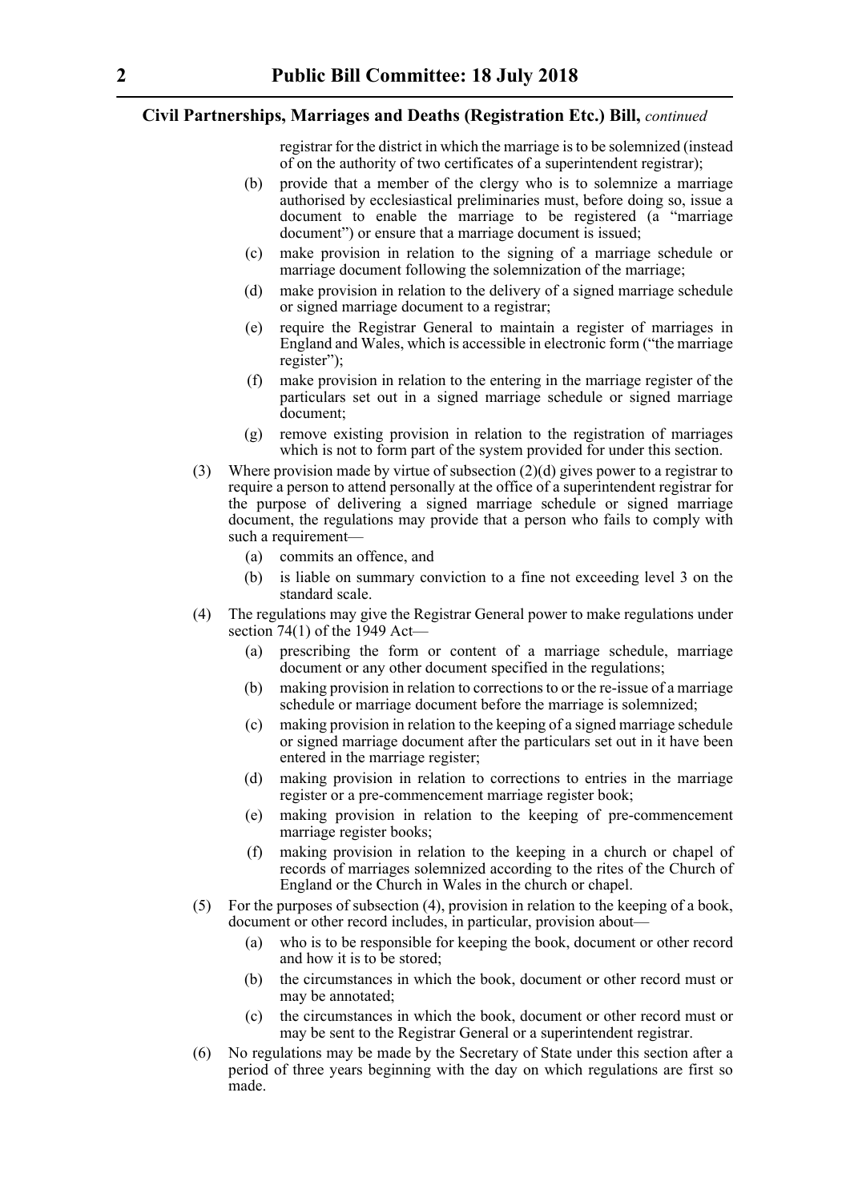registrar for the district in which the marriage is to be solemnized (instead of on the authority of two certificates of a superintendent registrar);

(b) provide that a member of the clergy who is to solemnize a marriage authorised by ecclesiastical preliminaries must, before doing so, issue a document to enable the marriage to be registered (a "marriage document") or ensure that a marriage document is issued;

(c) make provision in relation to the signing of a marriage schedule or marriage document following the solemnization of the marriage;

(d) make provision in relation to the delivery of a signed marriage schedule or signed marriage document to a registrar;

(e) require the Registrar General to maintain a register of marriages in England and Wales, which is accessible in electronic form ("the marriage register");

(f) make provision in relation to the entering in the marriage register of the particulars set out in a signed marriage schedule or signed marriage document;

(g) remove existing provision in relation to the registration of marriages which is not to form part of the system provided for under this section.

(3) Where provision made by virtue of subsection (2)(d) gives power to a registrar to require a person to attend personally at the office of a superintendent registrar for the purpose of delivering a signed marriage schedule or signed marriage document, the regulations may provide that a person who fails to comply with such a requirement—

(a) commits an offence, and

(b) is liable on summary conviction to a fine not exceeding level 3 on the standard scale.

(4) The regulations may give the Registrar General power to make regulations under section 74(1) of the 1949 Act—

(a) prescribing the form or content of a marriage schedule, marriage document or any other document specified in the regulations;

(b) making provision in relation to corrections to or the re-issue of a marriage schedule or marriage document before the marriage is solemnized;

(c) making provision in relation to the keeping of a signed marriage schedule or signed marriage document after the particulars set out in it have been entered in the marriage register;

(d) making provision in relation to corrections to entries in the marriage register or a pre-commencement marriage register book;

(e) making provision in relation to the keeping of pre-commencement marriage register books;

(f) making provision in relation to the keeping in a church or chapel of records of marriages solemnized according to the rites of the Church of England or the Church in Wales in the church or chapel.

(5) For the purposes of subsection (4), provision in relation to the keeping of a book, document or other record includes, in particular, provision about—

(a) who is to be responsible for keeping the book, document or other record and how it is to be stored;

(b) the circumstances in which the book, document or other record must or may be annotated;

(c) the circumstances in which the book, document or other record must or may be sent to the Registrar General or a superintendent registrar.

(6) No regulations may be made by the Secretary of State under this section after a period of three years beginning with the day on which regulations are first so made.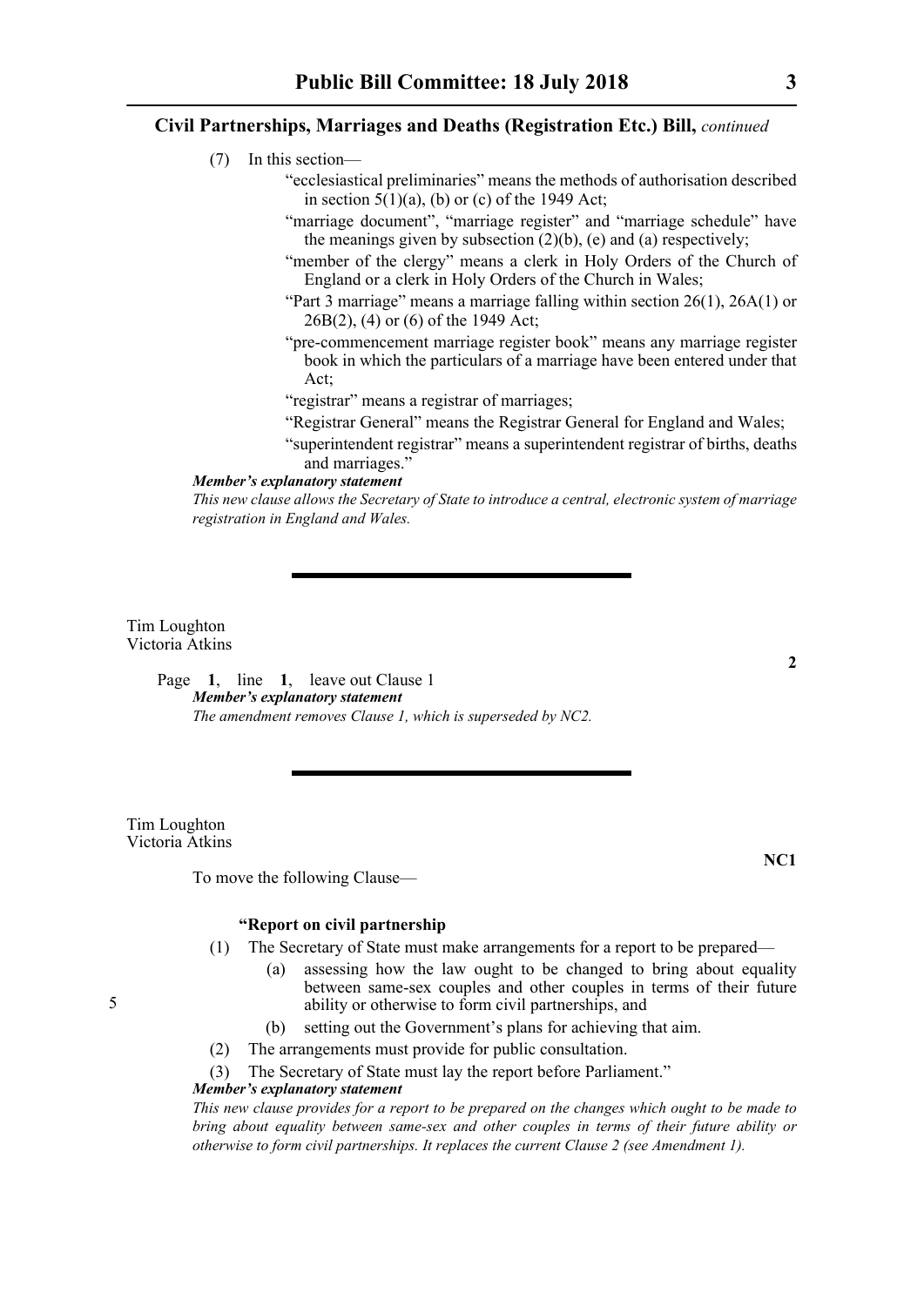(7) In this section—

"ecclesiastical preliminaries" means the methods of authorisation described in section 5(1)(a), (b) or (c) of the 1949 Act;

"marriage document", "marriage register" and "marriage schedule" have the meanings given by subsection (2)(b), (e) and (a) respectively;

"member of the clergy" means a clerk in Holy Orders of the Church of England or a clerk in Holy Orders of the Church in Wales;

"Part 3 marriage" means a marriage falling within section 26(1), 26A(1) or 26B(2), (4) or (6) of the 1949 Act;

"pre-commencement marriage register book" means any marriage register book in which the particulars of a marriage have been entered under that Act;

"registrar" means a registrar of marriages;

"Registrar General" means the Registrar General for England and Wales;

"superintendent registrar" means a superintendent registrar of births, deaths and marriages."

***Member's explanatory statement***

*This new clause allows the Secretary of State to introduce a central, electronic system of marriage registration in England and Wales.*

---

Tim Loughton
Victoria Atkins

**2**

Page **1**, line **1**, leave out Clause 1

***Member's explanatory statement***

*The amendment removes Clause 1, which is superseded by NC2.*

---

Tim Loughton
Victoria Atkins

**NC1**

To move the following Clause—

**"Report on civil partnership**

(1) The Secretary of State must make arrangements for a report to be prepared—

(a) assessing how the law ought to be changed to bring about equality between same-sex couples and other couples in terms of their future ability or otherwise to form civil partnerships, and

(b) setting out the Government's plans for achieving that aim.

(2) The arrangements must provide for public consultation.

(3) The Secretary of State must lay the report before Parliament."

***Member's explanatory statement***

*This new clause provides for a report to be prepared on the changes which ought to be made to bring about equality between same-sex and other couples in terms of their future ability or otherwise to form civil partnerships. It replaces the current Clause 2 (see Amendment 1).*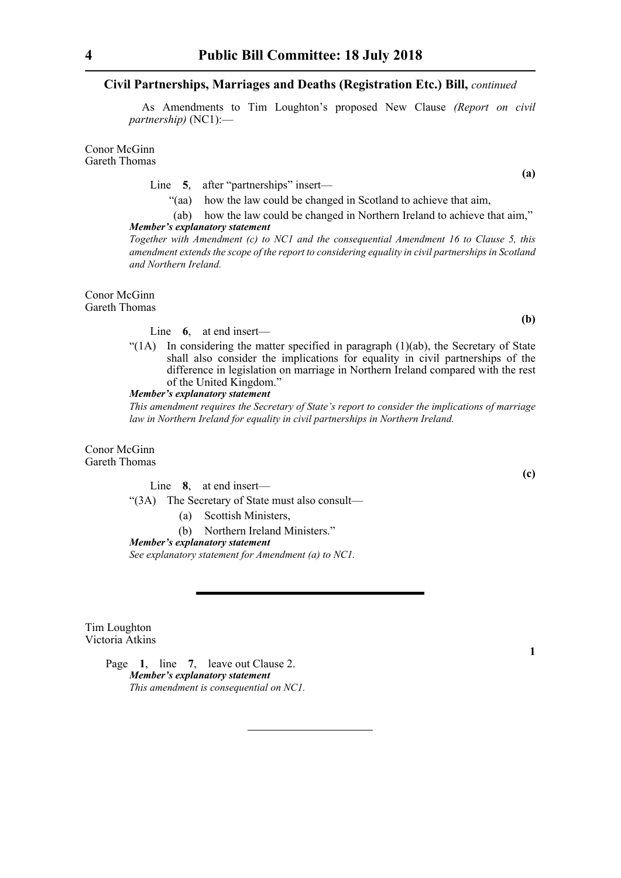**Civil Partnerships, Marriages and Deaths (Registration Etc.) Bill,** *continued*

As Amendments to Tim Loughton's proposed New Clause *(Report on civil partnership)* (NC1):—

Conor McGinn
Gareth Thomas

**(a)**

Line **5**, after "partnerships" insert—

"(aa) how the law could be changed in Scotland to achieve that aim,

(ab) how the law could be changed in Northern Ireland to achieve that aim,"

***Member's explanatory statement***

*Together with Amendment (c) to NC1 and the consequential Amendment 16 to Clause 5, this amendment extends the scope of the report to considering equality in civil partnerships in Scotland and Northern Ireland.*

Conor McGinn
Gareth Thomas

**(b)**

Line **6**, at end insert—

"(1A) In considering the matter specified in paragraph (1)(ab), the Secretary of State shall also consider the implications for equality in civil partnerships of the difference in legislation on marriage in Northern Ireland compared with the rest of the United Kingdom."

***Member's explanatory statement***

*This amendment requires the Secretary of State's report to consider the implications of marriage law in Northern Ireland for equality in civil partnerships in Northern Ireland.*

Conor McGinn
Gareth Thomas

**(c)**

Line **8**, at end insert—

"(3A) The Secretary of State must also consult—

(a) Scottish Ministers,

(b) Northern Ireland Ministers."

***Member's explanatory statement***

*See explanatory statement for Amendment (a) to NC1.*

---

Tim Loughton
Victoria Atkins

**1**

Page **1**, line **7**, leave out Clause 2.

***Member's explanatory statement***

*This amendment is consequential on NC1.*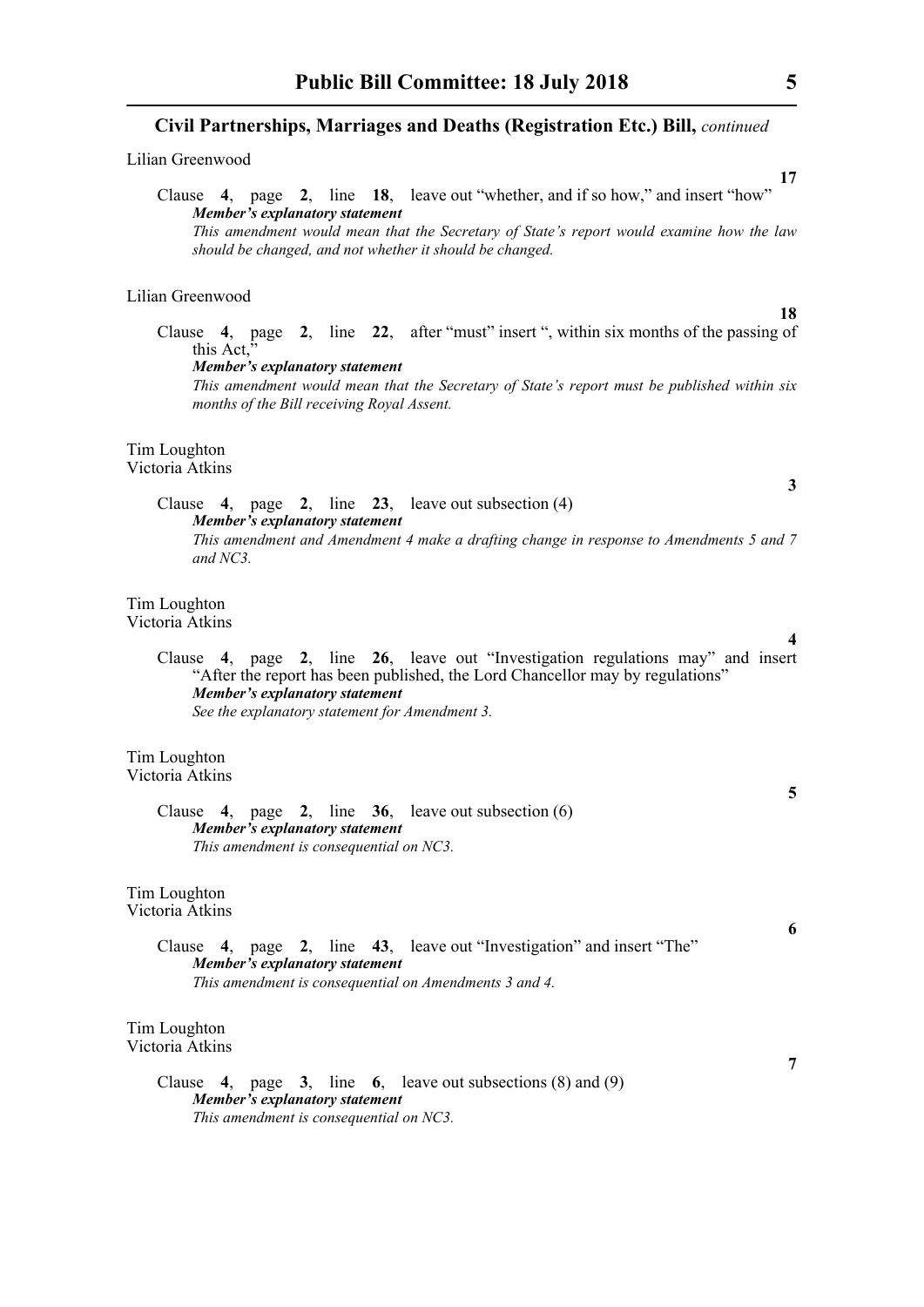## Civil Partnerships, Marriages and Deaths (Registration Etc.) Bill, *continued*

Lilian Greenwood

**17**

Clause **4**, page **2**, line **18**, leave out "whether, and if so how," and insert "how"

***Member's explanatory statement***

*This amendment would mean that the Secretary of State's report would examine how the law should be changed, and not whether it should be changed.*

Lilian Greenwood

**18**

Clause **4**, page **2**, line **22**, after "must" insert ", within six months of the passing of this Act,"

***Member's explanatory statement***

*This amendment would mean that the Secretary of State's report must be published within six months of the Bill receiving Royal Assent.*

Tim Loughton
Victoria Atkins

**3**

Clause **4**, page **2**, line **23**, leave out subsection (4)

***Member's explanatory statement***

*This amendment and Amendment 4 make a drafting change in response to Amendments 5 and 7 and NC3.*

Tim Loughton
Victoria Atkins

**4**

Clause **4**, page **2**, line **26**, leave out "Investigation regulations may" and insert "After the report has been published, the Lord Chancellor may by regulations"

***Member's explanatory statement***

*See the explanatory statement for Amendment 3.*

Tim Loughton
Victoria Atkins

**5**

Clause **4**, page **2**, line **36**, leave out subsection (6)

***Member's explanatory statement***

*This amendment is consequential on NC3.*

Tim Loughton
Victoria Atkins

**6**

Clause **4**, page **2**, line **43**, leave out "Investigation" and insert "The"

***Member's explanatory statement***

*This amendment is consequential on Amendments 3 and 4.*

Tim Loughton
Victoria Atkins

**7**

Clause **4**, page **3**, line **6**, leave out subsections (8) and (9)

***Member's explanatory statement***

*This amendment is consequential on NC3.*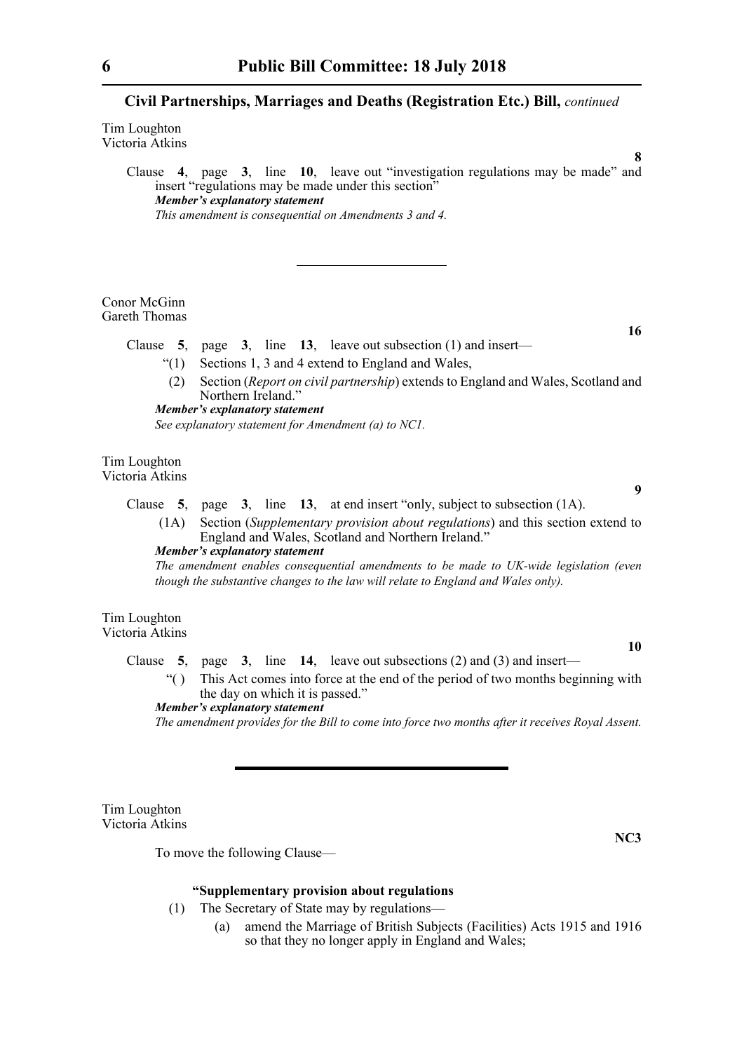**Civil Partnerships, Marriages and Deaths (Registration Etc.) Bill,** *continued*

Tim Loughton
Victoria Atkins

**8**

Clause **4**, page **3**, line **10**, leave out "investigation regulations may be made" and insert "regulations may be made under this section"

***Member's explanatory statement***

*This amendment is consequential on Amendments 3 and 4.*

---

Conor McGinn
Gareth Thomas

**16**

Clause **5**, page **3**, line **13**, leave out subsection (1) and insert—

"(1) Sections 1, 3 and 4 extend to England and Wales,

(2) Section (*Report on civil partnership*) extends to England and Wales, Scotland and Northern Ireland."

***Member's explanatory statement***

*See explanatory statement for Amendment (a) to NC1.*

Tim Loughton
Victoria Atkins

**9**

Clause **5**, page **3**, line **13**, at end insert "only, subject to subsection (1A).

(1A) Section (*Supplementary provision about regulations*) and this section extend to England and Wales, Scotland and Northern Ireland."

***Member's explanatory statement***

*The amendment enables consequential amendments to be made to UK-wide legislation (even though the substantive changes to the law will relate to England and Wales only).*

Tim Loughton
Victoria Atkins

**10**

Clause **5**, page **3**, line **14**, leave out subsections (2) and (3) and insert—

"( ) This Act comes into force at the end of the period of two months beginning with the day on which it is passed."

***Member's explanatory statement***

*The amendment provides for the Bill to come into force two months after it receives Royal Assent.*

---

Tim Loughton
Victoria Atkins

**NC3**

To move the following Clause—

**"Supplementary provision about regulations**

(1) The Secretary of State may by regulations—

(a) amend the Marriage of British Subjects (Facilities) Acts 1915 and 1916 so that they no longer apply in England and Wales;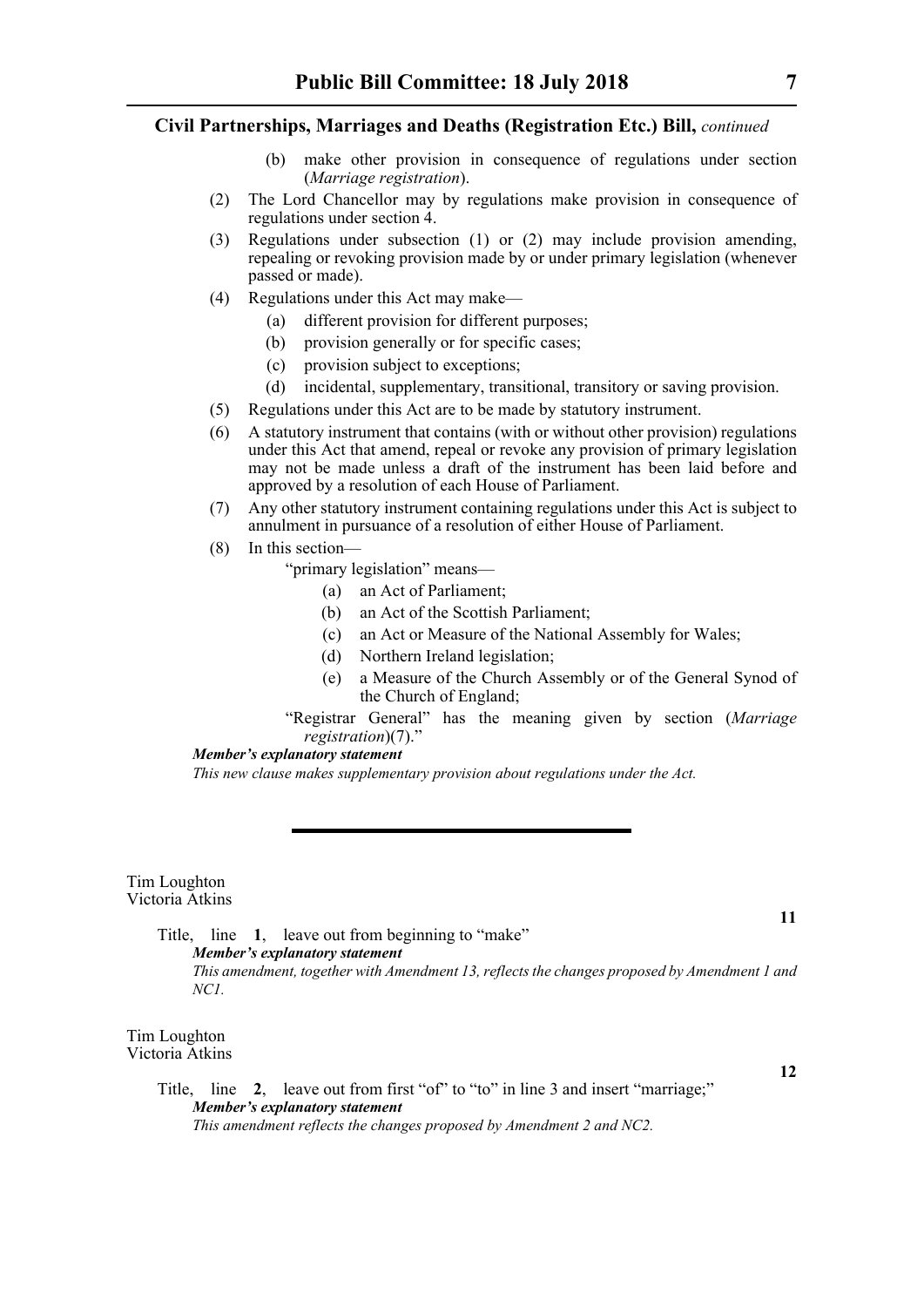**Civil Partnerships, Marriages and Deaths (Registration Etc.) Bill,** *continued*

(b) make other provision in consequence of regulations under section (*Marriage registration*).

(2) The Lord Chancellor may by regulations make provision in consequence of regulations under section 4.

(3) Regulations under subsection (1) or (2) may include provision amending, repealing or revoking provision made by or under primary legislation (whenever passed or made).

(4) Regulations under this Act may make—

(a) different provision for different purposes;

(b) provision generally or for specific cases;

(c) provision subject to exceptions;

(d) incidental, supplementary, transitional, transitory or saving provision.

(5) Regulations under this Act are to be made by statutory instrument.

(6) A statutory instrument that contains (with or without other provision) regulations under this Act that amend, repeal or revoke any provision of primary legislation may not be made unless a draft of the instrument has been laid before and approved by a resolution of each House of Parliament.

(7) Any other statutory instrument containing regulations under this Act is subject to annulment in pursuance of a resolution of either House of Parliament.

(8) In this section—

"primary legislation" means—

(a) an Act of Parliament;

(b) an Act of the Scottish Parliament;

(c) an Act or Measure of the National Assembly for Wales;

(d) Northern Ireland legislation;

(e) a Measure of the Church Assembly or of the General Synod of the Church of England;

"Registrar General" has the meaning given by section (*Marriage registration*)(7)."

***Member's explanatory statement***

*This new clause makes supplementary provision about regulations under the Act.*

---

Tim Loughton
Victoria Atkins

**11**

Title, line **1**, leave out from beginning to "make"

***Member's explanatory statement***

*This amendment, together with Amendment 13, reflects the changes proposed by Amendment 1 and NC1.*

Tim Loughton
Victoria Atkins

**12**

Title, line **2**, leave out from first "of" to "to" in line 3 and insert "marriage;"

***Member's explanatory statement***

*This amendment reflects the changes proposed by Amendment 2 and NC2.*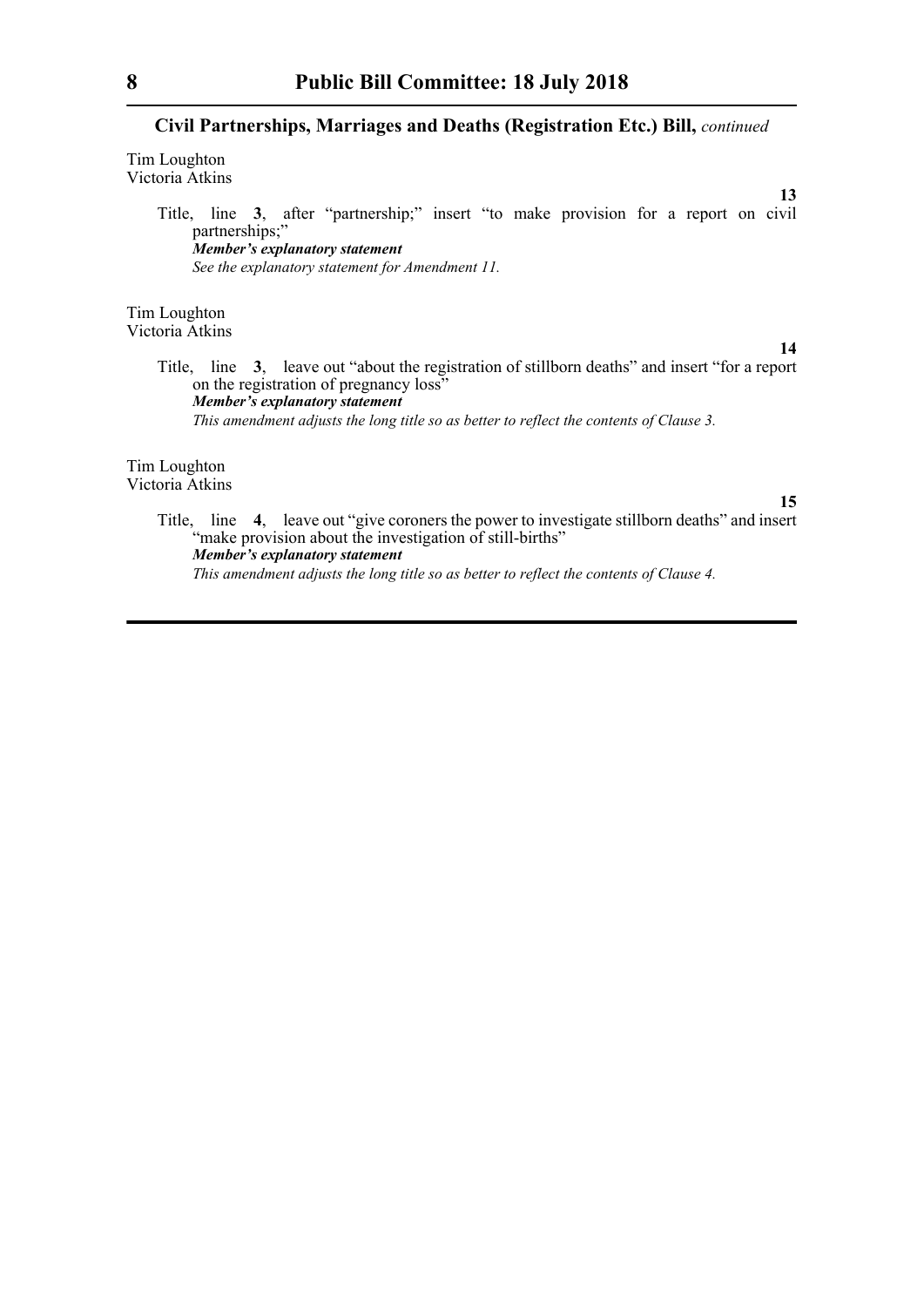**Civil Partnerships, Marriages and Deaths (Registration Etc.) Bill,** *continued*

Tim Loughton
Victoria Atkins

**13**

Title, line **3**, after "partnership;" insert "to make provision for a report on civil partnerships;"

***Member's explanatory statement***

*See the explanatory statement for Amendment 11.*

Tim Loughton
Victoria Atkins

**14**

Title, line **3**, leave out "about the registration of stillborn deaths" and insert "for a report on the registration of pregnancy loss"

***Member's explanatory statement***

*This amendment adjusts the long title so as better to reflect the contents of Clause 3.*

Tim Loughton
Victoria Atkins

**15**

Title, line **4**, leave out "give coroners the power to investigate stillborn deaths" and insert "make provision about the investigation of still-births"

***Member's explanatory statement***

*This amendment adjusts the long title so as better to reflect the contents of Clause 4.*